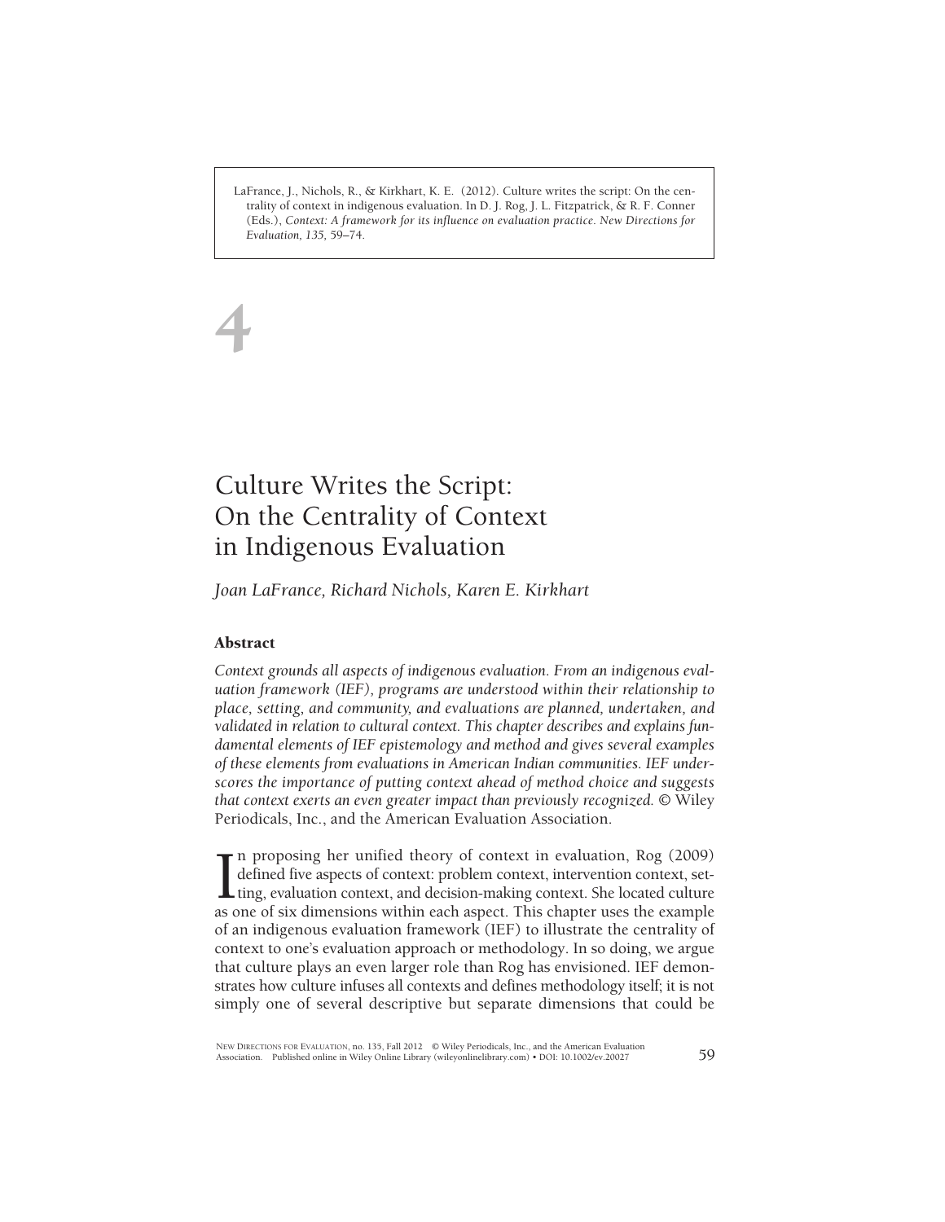LaFrance, J., Nichols, R., & Kirkhart, K. E. (2012). Culture writes the script: On the centrality of context in indigenous evaluation. In D. J. Rog, J. L. Fitzpatrick, & R. F. Conner (Eds.), *Context: A framework for its influence on evaluation practice. New Directions for Evaluation, 135,* 59–74.

# 4

# Culture Writes the Script: On the Centrality of Context in Indigenous Evaluation

*Joan LaFrance, Richard Nichols, Karen E. Kirkhart*

## Abstract

*Context grounds all aspects of indigenous evaluation. From an indigenous evaluation framework (IEF), programs are understood within their relationship to place, setting, and community, and evaluations are planned, undertaken, and validated in relation to cultural context. This chapter describes and explains fundamental elements of IEF epistemology and method and gives several examples of these elements from evaluations in American Indian communities. IEF underscores the importance of putting context ahead of method choice and suggests that context exerts an even greater impact than previously recognized.* © Wiley Periodicals, Inc., and the American Evaluation Association.

In proposing her unified theory of context in evaluation, Rog (2009) defined five aspects of context: problem context, intervention context, setting, evaluation context, and decision-making context. She located culture as one of six dimensions within each aspect. This chapter uses the example of an indigenous evaluation framework (IEF) to illustrate the centrality of context to one's evaluation approach or methodology. In so doing, we argue that culture plays an even larger role than Rog has envisioned. IEF demonstrates how culture infuses all contexts and defines methodology itself; it is not simply one of several descriptive but separate dimensions that could be

NEW DIRECTIONS FOR EVALUATION, no. 135, Fall 2012 © Wiley Periodicals, Inc., and the American Evaluation Association. Published online in Wiley Online Library (wileyonlinelibrary.com) • DOI: 10.1002/ev.20027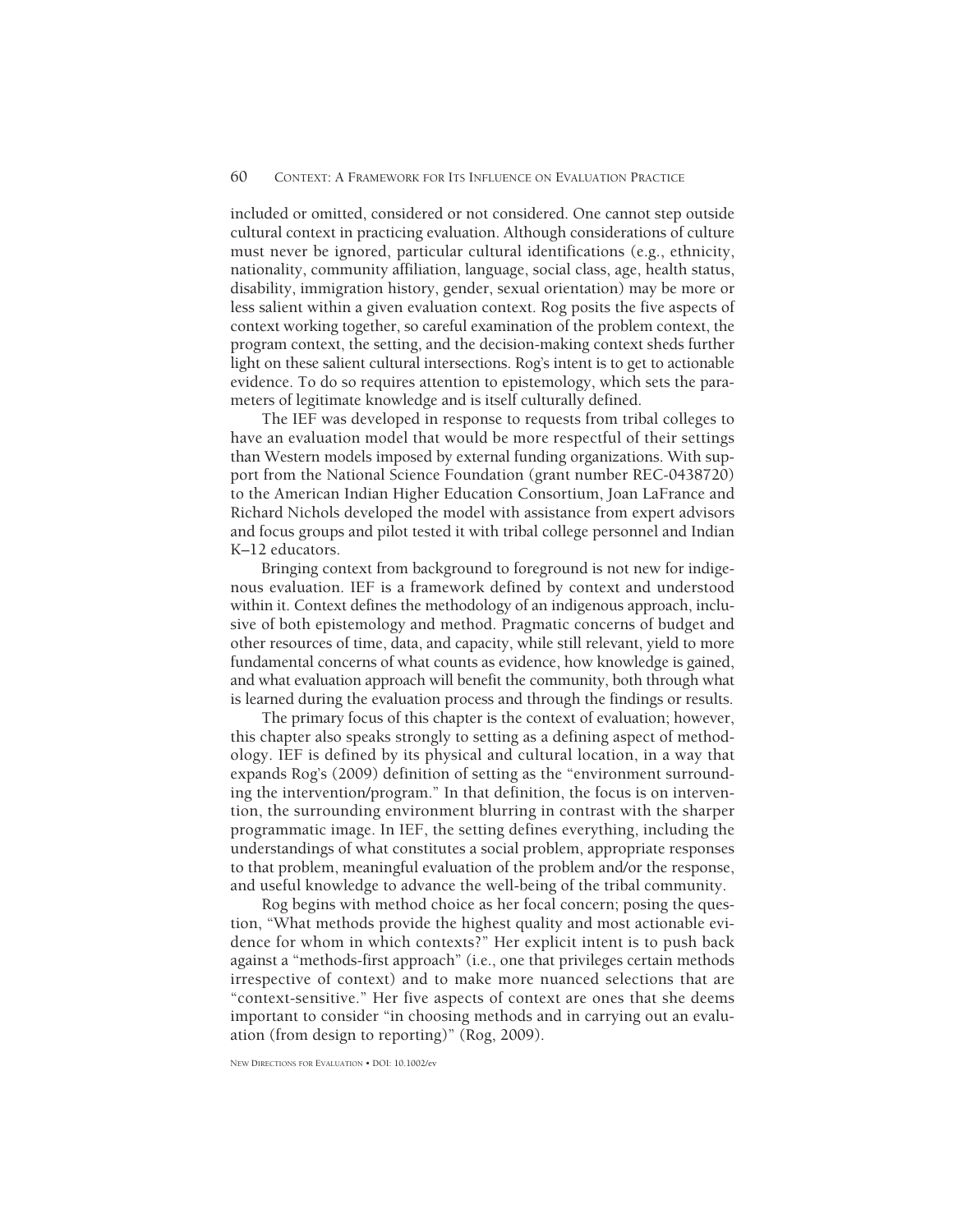included or omitted, considered or not considered. One cannot step outside cultural context in practicing evaluation. Although considerations of culture must never be ignored, particular cultural identifications (e.g., ethnicity, nationality, community affiliation, language, social class, age, health status, disability, immigration history, gender, sexual orientation) may be more or less salient within a given evaluation context. Rog posits the five aspects of context working together, so careful examination of the problem context, the program context, the setting, and the decision-making context sheds further light on these salient cultural intersections. Rog's intent is to get to actionable evidence. To do so requires attention to epistemology, which sets the parameters of legitimate knowledge and is itself culturally defined.

The IEF was developed in response to requests from tribal colleges to have an evaluation model that would be more respectful of their settings than Western models imposed by external funding organizations. With support from the National Science Foundation (grant number REC-0438720) to the American Indian Higher Education Consortium, Joan LaFrance and Richard Nichols developed the model with assistance from expert advisors and focus groups and pilot tested it with tribal college personnel and Indian K–12 educators.

Bringing context from background to foreground is not new for indigenous evaluation. IEF is a framework defined by context and understood within it. Context defines the methodology of an indigenous approach, inclusive of both epistemology and method. Pragmatic concerns of budget and other resources of time, data, and capacity, while still relevant, yield to more fundamental concerns of what counts as evidence, how knowledge is gained, and what evaluation approach will benefit the community, both through what is learned during the evaluation process and through the findings or results.

The primary focus of this chapter is the context of evaluation; however, this chapter also speaks strongly to setting as a defining aspect of methodology. IEF is defined by its physical and cultural location, in a way that expands Rog's (2009) definition of setting as the "environment surrounding the intervention/program." In that definition, the focus is on intervention, the surrounding environment blurring in contrast with the sharper programmatic image. In IEF, the setting defines everything, including the understandings of what constitutes a social problem, appropriate responses to that problem, meaningful evaluation of the problem and/or the response, and useful knowledge to advance the well-being of the tribal community.

Rog begins with method choice as her focal concern; posing the question, "What methods provide the highest quality and most actionable evidence for whom in which contexts?" Her explicit intent is to push back against a "methods-first approach" (i.e., one that privileges certain methods irrespective of context) and to make more nuanced selections that are "context-sensitive." Her five aspects of context are ones that she deems important to consider "in choosing methods and in carrying out an evaluation (from design to reporting)" (Rog, 2009).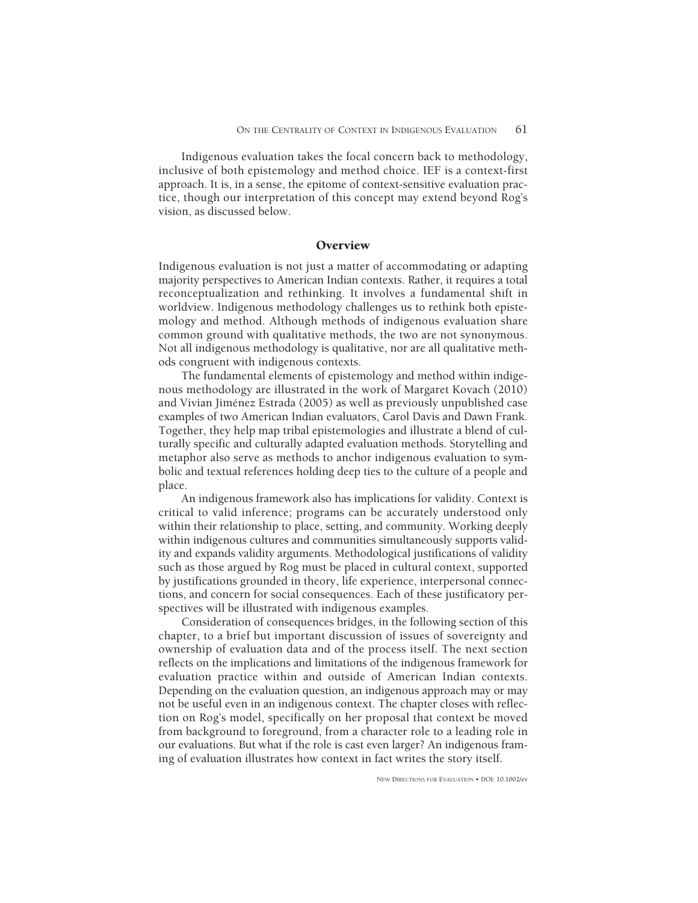Indigenous evaluation takes the focal concern back to methodology, inclusive of both epistemology and method choice. IEF is a context-first approach. It is, in a sense, the epitome of context-sensitive evaluation practice, though our interpretation of this concept may extend beyond Rog's vision, as discussed below.

## Overview

Indigenous evaluation is not just a matter of accommodating or adapting majority perspectives to American Indian contexts. Rather, it requires a total reconceptualization and rethinking. It involves a fundamental shift in worldview. Indigenous methodology challenges us to rethink both epistemology and method. Although methods of indigenous evaluation share common ground with qualitative methods, the two are not synonymous. Not all indigenous methodology is qualitative, nor are all qualitative methods congruent with indigenous contexts.

The fundamental elements of epistemology and method within indigenous methodology are illustrated in the work of Margaret Kovach (2010) and Vivian Jiménez Estrada (2005) as well as previously unpublished case examples of two American Indian evaluators, Carol Davis and Dawn Frank. Together, they help map tribal epistemologies and illustrate a blend of culturally specific and culturally adapted evaluation methods. Storytelling and metaphor also serve as methods to anchor indigenous evaluation to symbolic and textual references holding deep ties to the culture of a people and place.

An indigenous framework also has implications for validity. Context is critical to valid inference; programs can be accurately understood only within their relationship to place, setting, and community. Working deeply within indigenous cultures and communities simultaneously supports validity and expands validity arguments. Methodological justifications of validity such as those argued by Rog must be placed in cultural context, supported by justifications grounded in theory, life experience, interpersonal connections, and concern for social consequences. Each of these justificatory perspectives will be illustrated with indigenous examples.

Consideration of consequences bridges, in the following section of this chapter, to a brief but important discussion of issues of sovereignty and ownership of evaluation data and of the process itself. The next section reflects on the implications and limitations of the indigenous framework for evaluation practice within and outside of American Indian contexts. Depending on the evaluation question, an indigenous approach may or may not be useful even in an indigenous context. The chapter closes with reflection on Rog's model, specifically on her proposal that context be moved from background to foreground, from a character role to a leading role in our evaluations. But what if the role is cast even larger? An indigenous framing of evaluation illustrates how context in fact writes the story itself.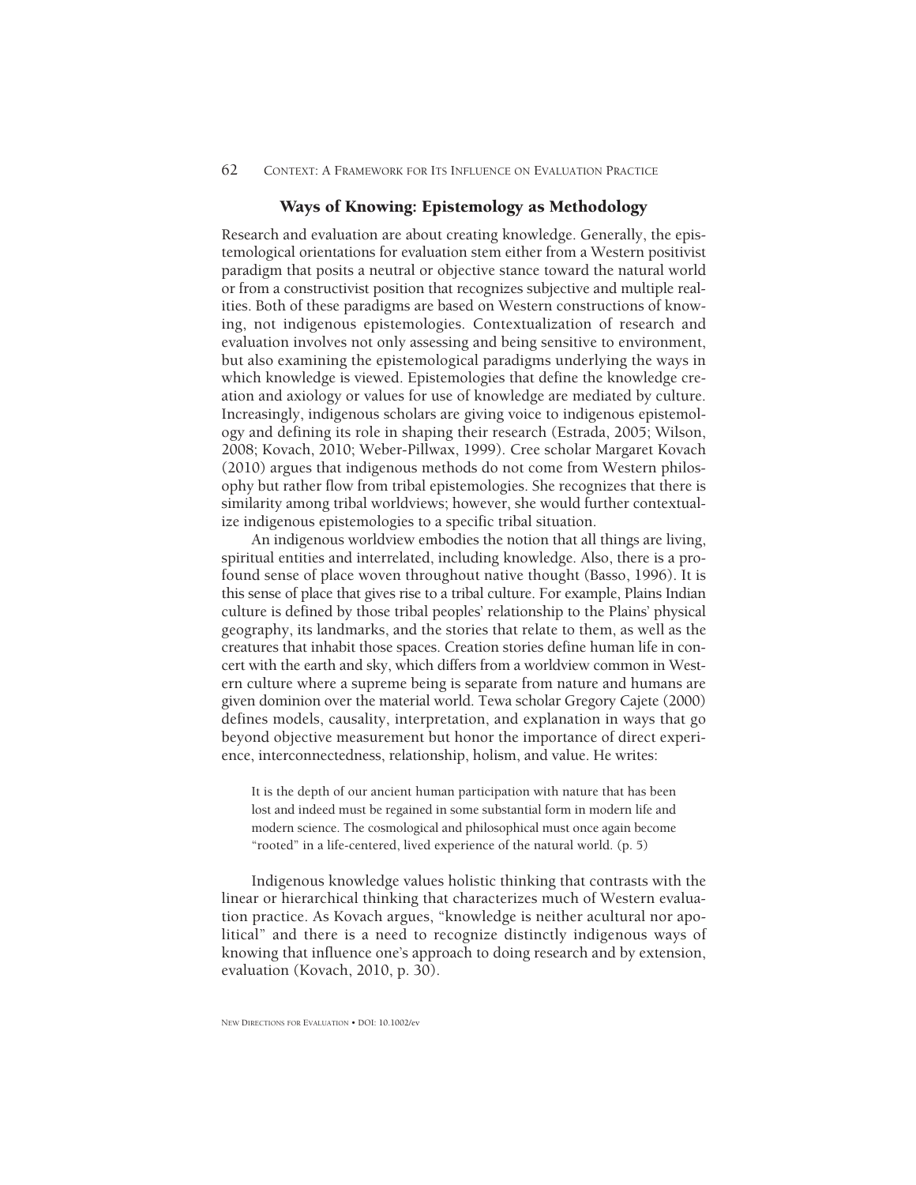## Ways of Knowing: Epistemology as Methodology

Research and evaluation are about creating knowledge. Generally, the epistemological orientations for evaluation stem either from a Western positivist paradigm that posits a neutral or objective stance toward the natural world or from a constructivist position that recognizes subjective and multiple realities. Both of these paradigms are based on Western constructions of knowing, not indigenous epistemologies. Contextualization of research and evaluation involves not only assessing and being sensitive to environment, but also examining the epistemological paradigms underlying the ways in which knowledge is viewed. Epistemologies that define the knowledge creation and axiology or values for use of knowledge are mediated by culture. Increasingly, indigenous scholars are giving voice to indigenous epistemology and defining its role in shaping their research (Estrada, 2005; Wilson, 2008; Kovach, 2010; Weber-Pillwax, 1999). Cree scholar Margaret Kovach (2010) argues that indigenous methods do not come from Western philosophy but rather flow from tribal epistemologies. She recognizes that there is similarity among tribal worldviews; however, she would further contextualize indigenous epistemologies to a specific tribal situation.

An indigenous worldview embodies the notion that all things are living, spiritual entities and interrelated, including knowledge. Also, there is a profound sense of place woven throughout native thought (Basso, 1996). It is this sense of place that gives rise to a tribal culture. For example, Plains Indian culture is defined by those tribal peoples' relationship to the Plains' physical geography, its landmarks, and the stories that relate to them, as well as the creatures that inhabit those spaces. Creation stories define human life in concert with the earth and sky, which differs from a worldview common in Western culture where a supreme being is separate from nature and humans are given dominion over the material world. Tewa scholar Gregory Cajete (2000) defines models, causality, interpretation, and explanation in ways that go beyond objective measurement but honor the importance of direct experience, interconnectedness, relationship, holism, and value. He writes:

> It is the depth of our ancient human participation with nature that has been lost and indeed must be regained in some substantial form in modern life and modern science. The cosmological and philosophical must once again become "rooted" in a life-centered, lived experience of the natural world. (p. 5)

Indigenous knowledge values holistic thinking that contrasts with the linear or hierarchical thinking that characterizes much of Western evaluation practice. As Kovach argues, "knowledge is neither acultural nor apolitical" and there is a need to recognize distinctly indigenous ways of knowing that influence one's approach to doing research and by extension, evaluation (Kovach, 2010, p. 30).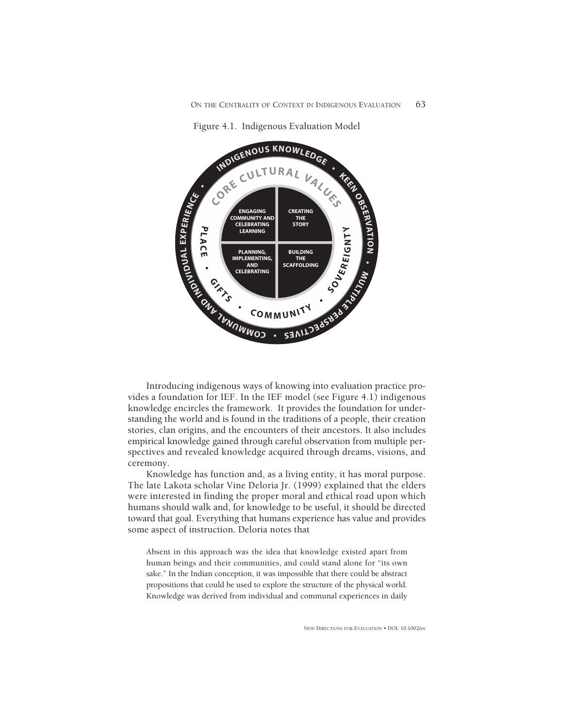Figure 4.1. Indigenous Evaluation Model

INDIGENOUS KNOWLEDGE • KEEN OBSERVATION • MULTIPLE PERSPECTIVES • COMMUNAL AND INDIVIDUAL EXPERIENCE •

CORE CULTURAL VALUES

PLACE • GIFTS • COMMUNITY • SOVEREIGNTY

| ENGAGING COMMUNITY AND CELEBRATING LEARNING | CREATING THE STORY |
|---|---|
| PLANNING, IMPLEMENTING, AND CELEBRATING | BUILDING THE SCAFFOLDING |

Introducing indigenous ways of knowing into evaluation practice provides a foundation for IEF. In the IEF model (see Figure 4.1) indigenous knowledge encircles the framework. It provides the foundation for understanding the world and is found in the traditions of a people, their creation stories, clan origins, and the encounters of their ancestors. It also includes empirical knowledge gained through careful observation from multiple perspectives and revealed knowledge acquired through dreams, visions, and ceremony.

Knowledge has function and, as a living entity, it has moral purpose. The late Lakota scholar Vine Deloria Jr. (1999) explained that the elders were interested in finding the proper moral and ethical road upon which humans should walk and, for knowledge to be useful, it should be directed toward that goal. Everything that humans experience has value and provides some aspect of instruction. Deloria notes that

> Absent in this approach was the idea that knowledge existed apart from human beings and their communities, and could stand alone for "its own sake." In the Indian conception, it was impossible that there could be abstract propositions that could be used to explore the structure of the physical world. Knowledge was derived from individual and communal experiences in daily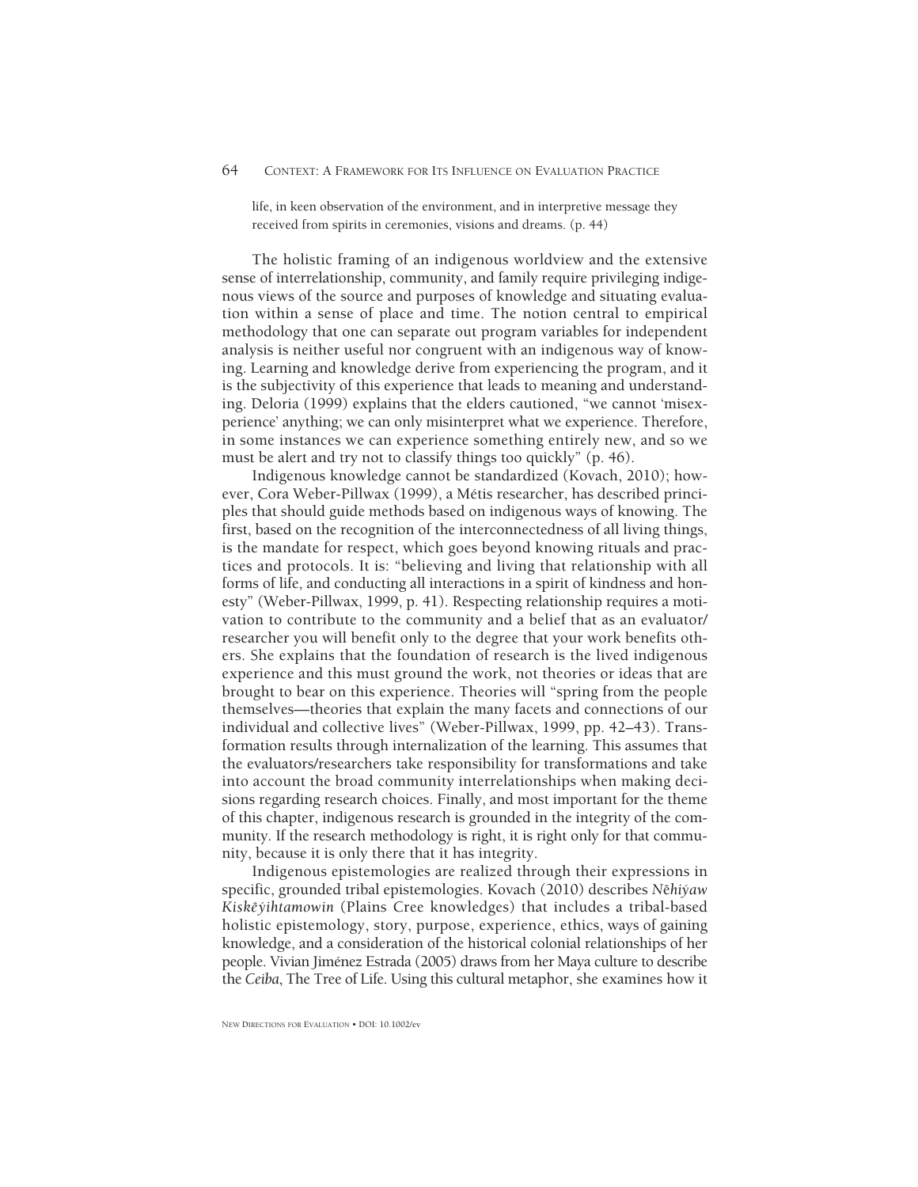life, in keen observation of the environment, and in interpretive message they received from spirits in ceremonies, visions and dreams. (p. 44)

The holistic framing of an indigenous worldview and the extensive sense of interrelationship, community, and family require privileging indigenous views of the source and purposes of knowledge and situating evaluation within a sense of place and time. The notion central to empirical methodology that one can separate out program variables for independent analysis is neither useful nor congruent with an indigenous way of knowing. Learning and knowledge derive from experiencing the program, and it is the subjectivity of this experience that leads to meaning and understanding. Deloria (1999) explains that the elders cautioned, "we cannot 'misexperience' anything; we can only misinterpret what we experience. Therefore, in some instances we can experience something entirely new, and so we must be alert and try not to classify things too quickly" (p. 46).

Indigenous knowledge cannot be standardized (Kovach, 2010); however, Cora Weber-Pillwax (1999), a Métis researcher, has described principles that should guide methods based on indigenous ways of knowing. The first, based on the recognition of the interconnectedness of all living things, is the mandate for respect, which goes beyond knowing rituals and practices and protocols. It is: "believing and living that relationship with all forms of life, and conducting all interactions in a spirit of kindness and honesty" (Weber-Pillwax, 1999, p. 41). Respecting relationship requires a motivation to contribute to the community and a belief that as an evaluator/researcher you will benefit only to the degree that your work benefits others. She explains that the foundation of research is the lived indigenous experience and this must ground the work, not theories or ideas that are brought to bear on this experience. Theories will "spring from the people themselves—theories that explain the many facets and connections of our individual and collective lives" (Weber-Pillwax, 1999, pp. 42–43). Transformation results through internalization of the learning. This assumes that the evaluators/researchers take responsibility for transformations and take into account the broad community interrelationships when making decisions regarding research choices. Finally, and most important for the theme of this chapter, indigenous research is grounded in the integrity of the community. If the research methodology is right, it is right only for that community, because it is only there that it has integrity.

Indigenous epistemologies are realized through their expressions in specific, grounded tribal epistemologies. Kovach (2010) describes *Nêhiýaw Kiskêýihtamowin* (Plains Cree knowledges) that includes a tribal-based holistic epistemology, story, purpose, experience, ethics, ways of gaining knowledge, and a consideration of the historical colonial relationships of her people. Vivian Jiménez Estrada (2005) draws from her Maya culture to describe the *Ceiba*, The Tree of Life. Using this cultural metaphor, she examines how it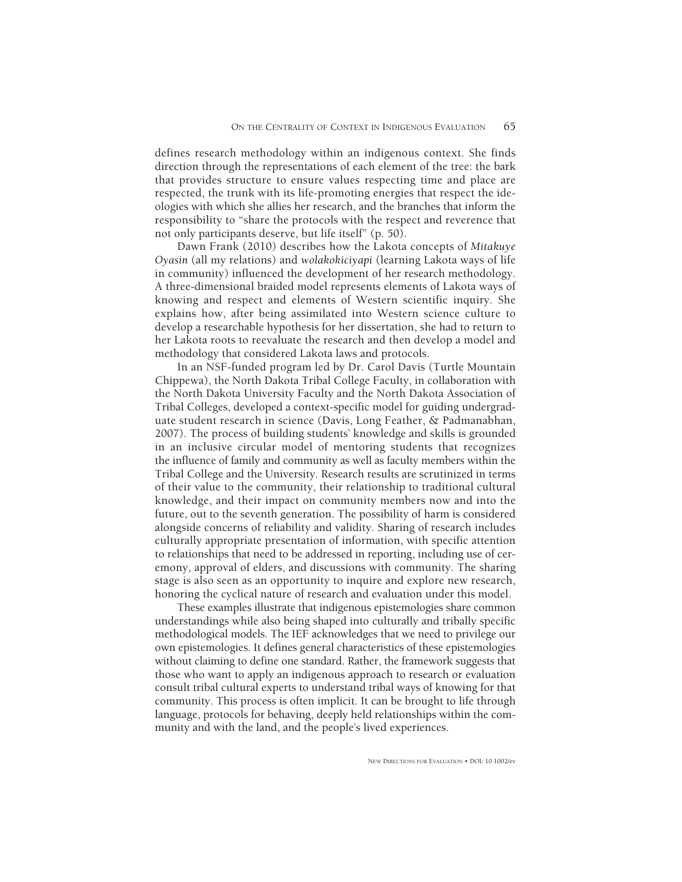defines research methodology within an indigenous context. She finds direction through the representations of each element of the tree: the bark that provides structure to ensure values respecting time and place are respected, the trunk with its life-promoting energies that respect the ideologies with which she allies her research, and the branches that inform the responsibility to "share the protocols with the respect and reverence that not only participants deserve, but life itself" (p. 50).

Dawn Frank (2010) describes how the Lakota concepts of *Mitakuye Oyasin* (all my relations) and *wolakokiciyapi* (learning Lakota ways of life in community) influenced the development of her research methodology. A three-dimensional braided model represents elements of Lakota ways of knowing and respect and elements of Western scientific inquiry. She explains how, after being assimilated into Western science culture to develop a researchable hypothesis for her dissertation, she had to return to her Lakota roots to reevaluate the research and then develop a model and methodology that considered Lakota laws and protocols.

In an NSF-funded program led by Dr. Carol Davis (Turtle Mountain Chippewa), the North Dakota Tribal College Faculty, in collaboration with the North Dakota University Faculty and the North Dakota Association of Tribal Colleges, developed a context-specific model for guiding undergraduate student research in science (Davis, Long Feather, & Padmanabhan, 2007). The process of building students' knowledge and skills is grounded in an inclusive circular model of mentoring students that recognizes the influence of family and community as well as faculty members within the Tribal College and the University. Research results are scrutinized in terms of their value to the community, their relationship to traditional cultural knowledge, and their impact on community members now and into the future, out to the seventh generation. The possibility of harm is considered alongside concerns of reliability and validity. Sharing of research includes culturally appropriate presentation of information, with specific attention to relationships that need to be addressed in reporting, including use of ceremony, approval of elders, and discussions with community. The sharing stage is also seen as an opportunity to inquire and explore new research, honoring the cyclical nature of research and evaluation under this model.

These examples illustrate that indigenous epistemologies share common understandings while also being shaped into culturally and tribally specific methodological models. The IEF acknowledges that we need to privilege our own epistemologies. It defines general characteristics of these epistemologies without claiming to define one standard. Rather, the framework suggests that those who want to apply an indigenous approach to research or evaluation consult tribal cultural experts to understand tribal ways of knowing for that community. This process is often implicit. It can be brought to life through language, protocols for behaving, deeply held relationships within the community and with the land, and the people's lived experiences.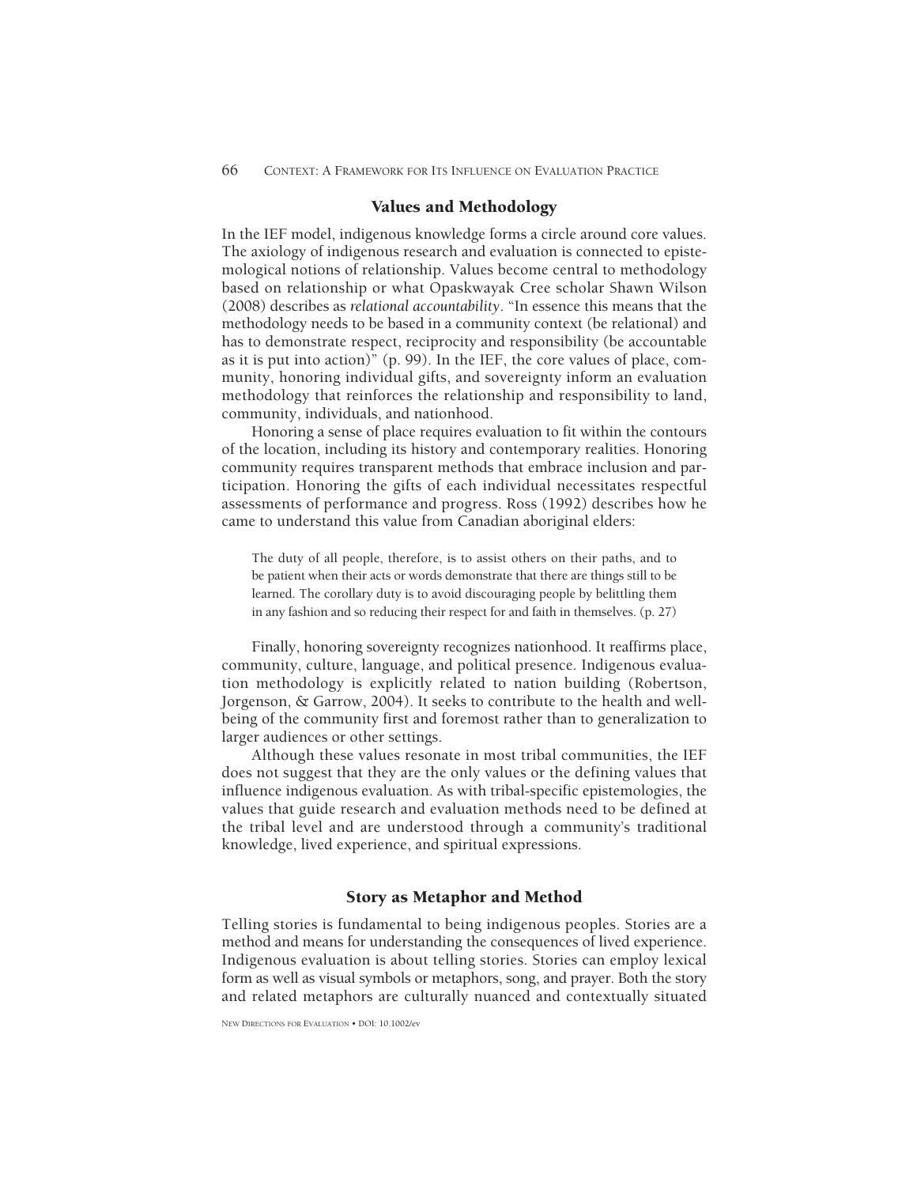## Values and Methodology

In the IEF model, indigenous knowledge forms a circle around core values. The axiology of indigenous research and evaluation is connected to epistemological notions of relationship. Values become central to methodology based on relationship or what Opaskwayak Cree scholar Shawn Wilson (2008) describes as *relational accountability*. "In essence this means that the methodology needs to be based in a community context (be relational) and has to demonstrate respect, reciprocity and responsibility (be accountable as it is put into action)" (p. 99). In the IEF, the core values of place, community, honoring individual gifts, and sovereignty inform an evaluation methodology that reinforces the relationship and responsibility to land, community, individuals, and nationhood.

Honoring a sense of place requires evaluation to fit within the contours of the location, including its history and contemporary realities. Honoring community requires transparent methods that embrace inclusion and participation. Honoring the gifts of each individual necessitates respectful assessments of performance and progress. Ross (1992) describes how he came to understand this value from Canadian aboriginal elders:

> The duty of all people, therefore, is to assist others on their paths, and to be patient when their acts or words demonstrate that there are things still to be learned. The corollary duty is to avoid discouraging people by belittling them in any fashion and so reducing their respect for and faith in themselves. (p. 27)

Finally, honoring sovereignty recognizes nationhood. It reaffirms place, community, culture, language, and political presence. Indigenous evaluation methodology is explicitly related to nation building (Robertson, Jorgenson, & Garrow, 2004). It seeks to contribute to the health and well-being of the community first and foremost rather than to generalization to larger audiences or other settings.

Although these values resonate in most tribal communities, the IEF does not suggest that they are the only values or the defining values that influence indigenous evaluation. As with tribal-specific epistemologies, the values that guide research and evaluation methods need to be defined at the tribal level and are understood through a community's traditional knowledge, lived experience, and spiritual expressions.

## Story as Metaphor and Method

Telling stories is fundamental to being indigenous peoples. Stories are a method and means for understanding the consequences of lived experience. Indigenous evaluation is about telling stories. Stories can employ lexical form as well as visual symbols or metaphors, song, and prayer. Both the story and related metaphors are culturally nuanced and contextually situated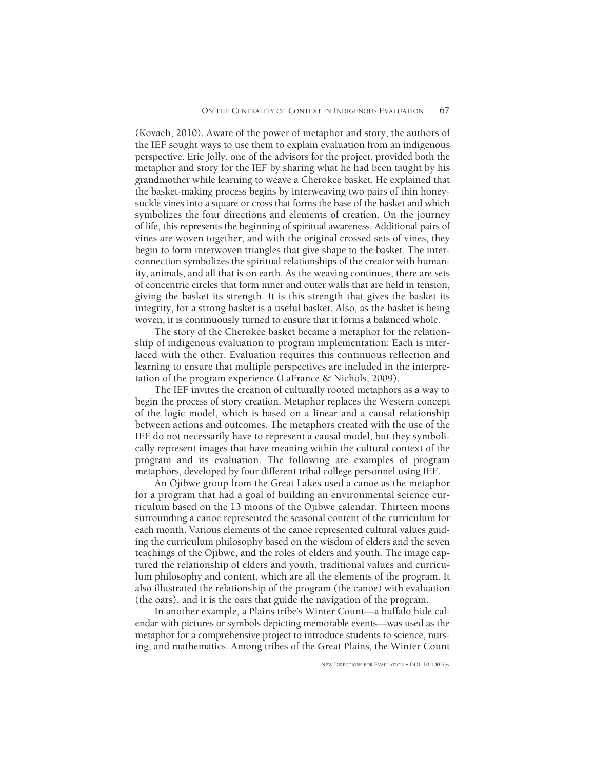(Kovach, 2010). Aware of the power of metaphor and story, the authors of the IEF sought ways to use them to explain evaluation from an indigenous perspective. Eric Jolly, one of the advisors for the project, provided both the metaphor and story for the IEF by sharing what he had been taught by his grandmother while learning to weave a Cherokee basket. He explained that the basket-making process begins by interweaving two pairs of thin honeysuckle vines into a square or cross that forms the base of the basket and which symbolizes the four directions and elements of creation. On the journey of life, this represents the beginning of spiritual awareness. Additional pairs of vines are woven together, and with the original crossed sets of vines, they begin to form interwoven triangles that give shape to the basket. The interconnection symbolizes the spiritual relationships of the creator with humanity, animals, and all that is on earth. As the weaving continues, there are sets of concentric circles that form inner and outer walls that are held in tension, giving the basket its strength. It is this strength that gives the basket its integrity, for a strong basket is a useful basket. Also, as the basket is being woven, it is continuously turned to ensure that it forms a balanced whole.

The story of the Cherokee basket became a metaphor for the relationship of indigenous evaluation to program implementation: Each is interlaced with the other. Evaluation requires this continuous reflection and learning to ensure that multiple perspectives are included in the interpretation of the program experience (LaFrance & Nichols, 2009).

The IEF invites the creation of culturally rooted metaphors as a way to begin the process of story creation. Metaphor replaces the Western concept of the logic model, which is based on a linear and a causal relationship between actions and outcomes. The metaphors created with the use of the IEF do not necessarily have to represent a causal model, but they symbolically represent images that have meaning within the cultural context of the program and its evaluation. The following are examples of program metaphors, developed by four different tribal college personnel using IEF.

An Ojibwe group from the Great Lakes used a canoe as the metaphor for a program that had a goal of building an environmental science curriculum based on the 13 moons of the Ojibwe calendar. Thirteen moons surrounding a canoe represented the seasonal content of the curriculum for each month. Various elements of the canoe represented cultural values guiding the curriculum philosophy based on the wisdom of elders and the seven teachings of the Ojibwe, and the roles of elders and youth. The image captured the relationship of elders and youth, traditional values and curriculum philosophy and content, which are all the elements of the program. It also illustrated the relationship of the program (the canoe) with evaluation (the oars), and it is the oars that guide the navigation of the program.

In another example, a Plains tribe's Winter Count—a buffalo hide calendar with pictures or symbols depicting memorable events—was used as the metaphor for a comprehensive project to introduce students to science, nursing, and mathematics. Among tribes of the Great Plains, the Winter Count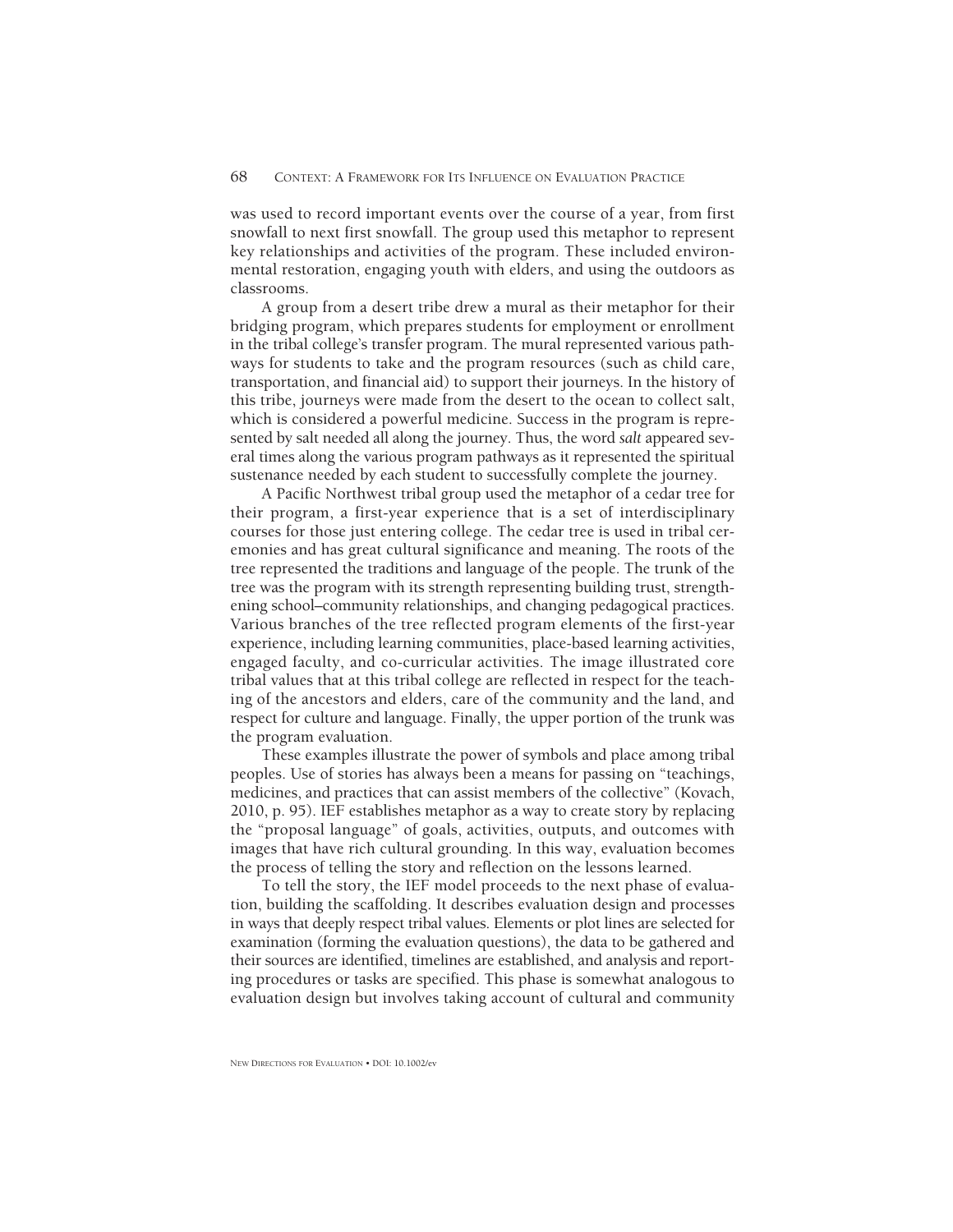was used to record important events over the course of a year, from first snowfall to next first snowfall. The group used this metaphor to represent key relationships and activities of the program. These included environmental restoration, engaging youth with elders, and using the outdoors as classrooms.

A group from a desert tribe drew a mural as their metaphor for their bridging program, which prepares students for employment or enrollment in the tribal college's transfer program. The mural represented various pathways for students to take and the program resources (such as child care, transportation, and financial aid) to support their journeys. In the history of this tribe, journeys were made from the desert to the ocean to collect salt, which is considered a powerful medicine. Success in the program is represented by salt needed all along the journey. Thus, the word *salt* appeared several times along the various program pathways as it represented the spiritual sustenance needed by each student to successfully complete the journey.

A Pacific Northwest tribal group used the metaphor of a cedar tree for their program, a first-year experience that is a set of interdisciplinary courses for those just entering college. The cedar tree is used in tribal ceremonies and has great cultural significance and meaning. The roots of the tree represented the traditions and language of the people. The trunk of the tree was the program with its strength representing building trust, strengthening school–community relationships, and changing pedagogical practices. Various branches of the tree reflected program elements of the first-year experience, including learning communities, place-based learning activities, engaged faculty, and co-curricular activities. The image illustrated core tribal values that at this tribal college are reflected in respect for the teaching of the ancestors and elders, care of the community and the land, and respect for culture and language. Finally, the upper portion of the trunk was the program evaluation.

These examples illustrate the power of symbols and place among tribal peoples. Use of stories has always been a means for passing on "teachings, medicines, and practices that can assist members of the collective" (Kovach, 2010, p. 95). IEF establishes metaphor as a way to create story by replacing the "proposal language" of goals, activities, outputs, and outcomes with images that have rich cultural grounding. In this way, evaluation becomes the process of telling the story and reflection on the lessons learned.

To tell the story, the IEF model proceeds to the next phase of evaluation, building the scaffolding. It describes evaluation design and processes in ways that deeply respect tribal values. Elements or plot lines are selected for examination (forming the evaluation questions), the data to be gathered and their sources are identified, timelines are established, and analysis and reporting procedures or tasks are specified. This phase is somewhat analogous to evaluation design but involves taking account of cultural and community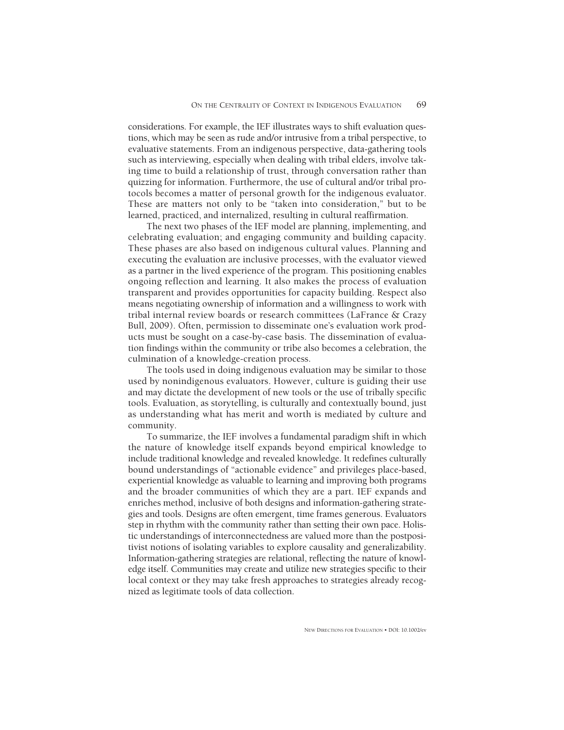considerations. For example, the IEF illustrates ways to shift evaluation questions, which may be seen as rude and/or intrusive from a tribal perspective, to evaluative statements. From an indigenous perspective, data-gathering tools such as interviewing, especially when dealing with tribal elders, involve taking time to build a relationship of trust, through conversation rather than quizzing for information. Furthermore, the use of cultural and/or tribal protocols becomes a matter of personal growth for the indigenous evaluator. These are matters not only to be "taken into consideration," but to be learned, practiced, and internalized, resulting in cultural reaffirmation.

The next two phases of the IEF model are planning, implementing, and celebrating evaluation; and engaging community and building capacity. These phases are also based on indigenous cultural values. Planning and executing the evaluation are inclusive processes, with the evaluator viewed as a partner in the lived experience of the program. This positioning enables ongoing reflection and learning. It also makes the process of evaluation transparent and provides opportunities for capacity building. Respect also means negotiating ownership of information and a willingness to work with tribal internal review boards or research committees (LaFrance & Crazy Bull, 2009). Often, permission to disseminate one's evaluation work products must be sought on a case-by-case basis. The dissemination of evaluation findings within the community or tribe also becomes a celebration, the culmination of a knowledge-creation process.

The tools used in doing indigenous evaluation may be similar to those used by nonindigenous evaluators. However, culture is guiding their use and may dictate the development of new tools or the use of tribally specific tools. Evaluation, as storytelling, is culturally and contextually bound, just as understanding what has merit and worth is mediated by culture and community.

To summarize, the IEF involves a fundamental paradigm shift in which the nature of knowledge itself expands beyond empirical knowledge to include traditional knowledge and revealed knowledge. It redefines culturally bound understandings of "actionable evidence" and privileges place-based, experiential knowledge as valuable to learning and improving both programs and the broader communities of which they are a part. IEF expands and enriches method, inclusive of both designs and information-gathering strategies and tools. Designs are often emergent, time frames generous. Evaluators step in rhythm with the community rather than setting their own pace. Holistic understandings of interconnectedness are valued more than the postpositivist notions of isolating variables to explore causality and generalizability. Information-gathering strategies are relational, reflecting the nature of knowledge itself. Communities may create and utilize new strategies specific to their local context or they may take fresh approaches to strategies already recognized as legitimate tools of data collection.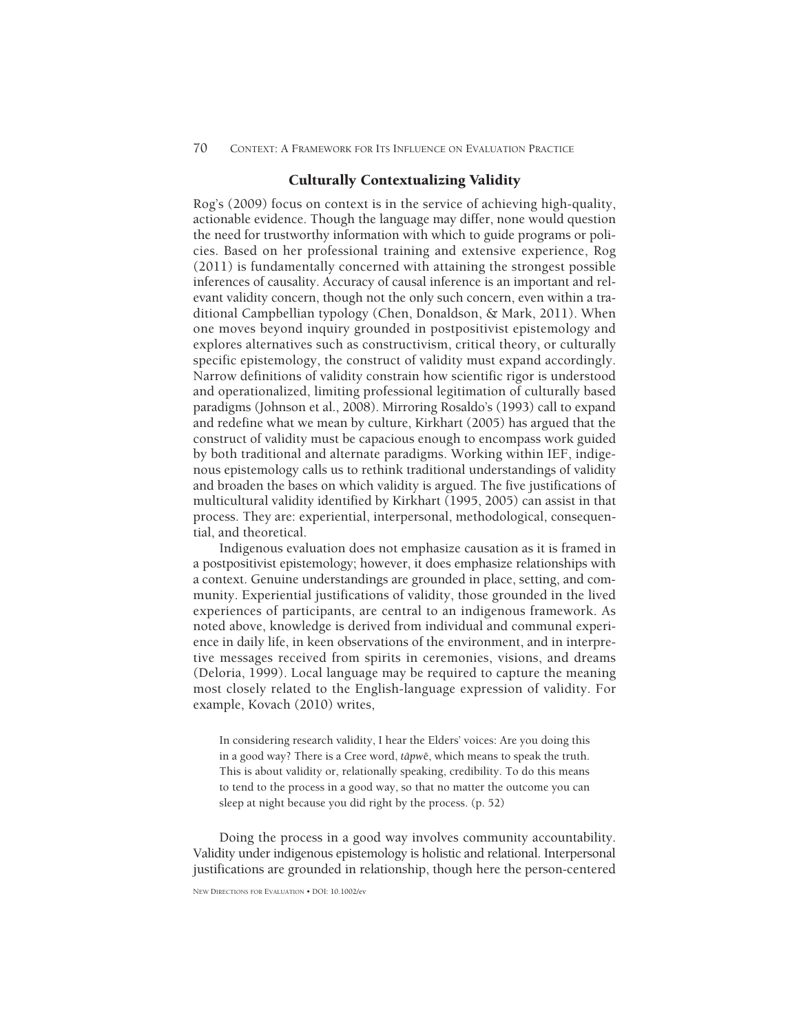## Culturally Contextualizing Validity

Rog's (2009) focus on context is in the service of achieving high-quality, actionable evidence. Though the language may differ, none would question the need for trustworthy information with which to guide programs or policies. Based on her professional training and extensive experience, Rog (2011) is fundamentally concerned with attaining the strongest possible inferences of causality. Accuracy of causal inference is an important and relevant validity concern, though not the only such concern, even within a traditional Campbellian typology (Chen, Donaldson, & Mark, 2011). When one moves beyond inquiry grounded in postpositivist epistemology and explores alternatives such as constructivism, critical theory, or culturally specific epistemology, the construct of validity must expand accordingly. Narrow definitions of validity constrain how scientific rigor is understood and operationalized, limiting professional legitimation of culturally based paradigms (Johnson et al., 2008). Mirroring Rosaldo's (1993) call to expand and redefine what we mean by culture, Kirkhart (2005) has argued that the construct of validity must be capacious enough to encompass work guided by both traditional and alternate paradigms. Working within IEF, indigenous epistemology calls us to rethink traditional understandings of validity and broaden the bases on which validity is argued. The five justifications of multicultural validity identified by Kirkhart (1995, 2005) can assist in that process. They are: experiential, interpersonal, methodological, consequential, and theoretical.

Indigenous evaluation does not emphasize causation as it is framed in a postpositivist epistemology; however, it does emphasize relationships with a context. Genuine understandings are grounded in place, setting, and community. Experiential justifications of validity, those grounded in the lived experiences of participants, are central to an indigenous framework. As noted above, knowledge is derived from individual and communal experience in daily life, in keen observations of the environment, and in interpretive messages received from spirits in ceremonies, visions, and dreams (Deloria, 1999). Local language may be required to capture the meaning most closely related to the English-language expression of validity. For example, Kovach (2010) writes,

> In considering research validity, I hear the Elders' voices: Are you doing this in a good way? There is a Cree word, *tâpwê*, which means to speak the truth. This is about validity or, relationally speaking, credibility. To do this means to tend to the process in a good way, so that no matter the outcome you can sleep at night because you did right by the process. (p. 52)

Doing the process in a good way involves community accountability. Validity under indigenous epistemology is holistic and relational. Interpersonal justifications are grounded in relationship, though here the person-centered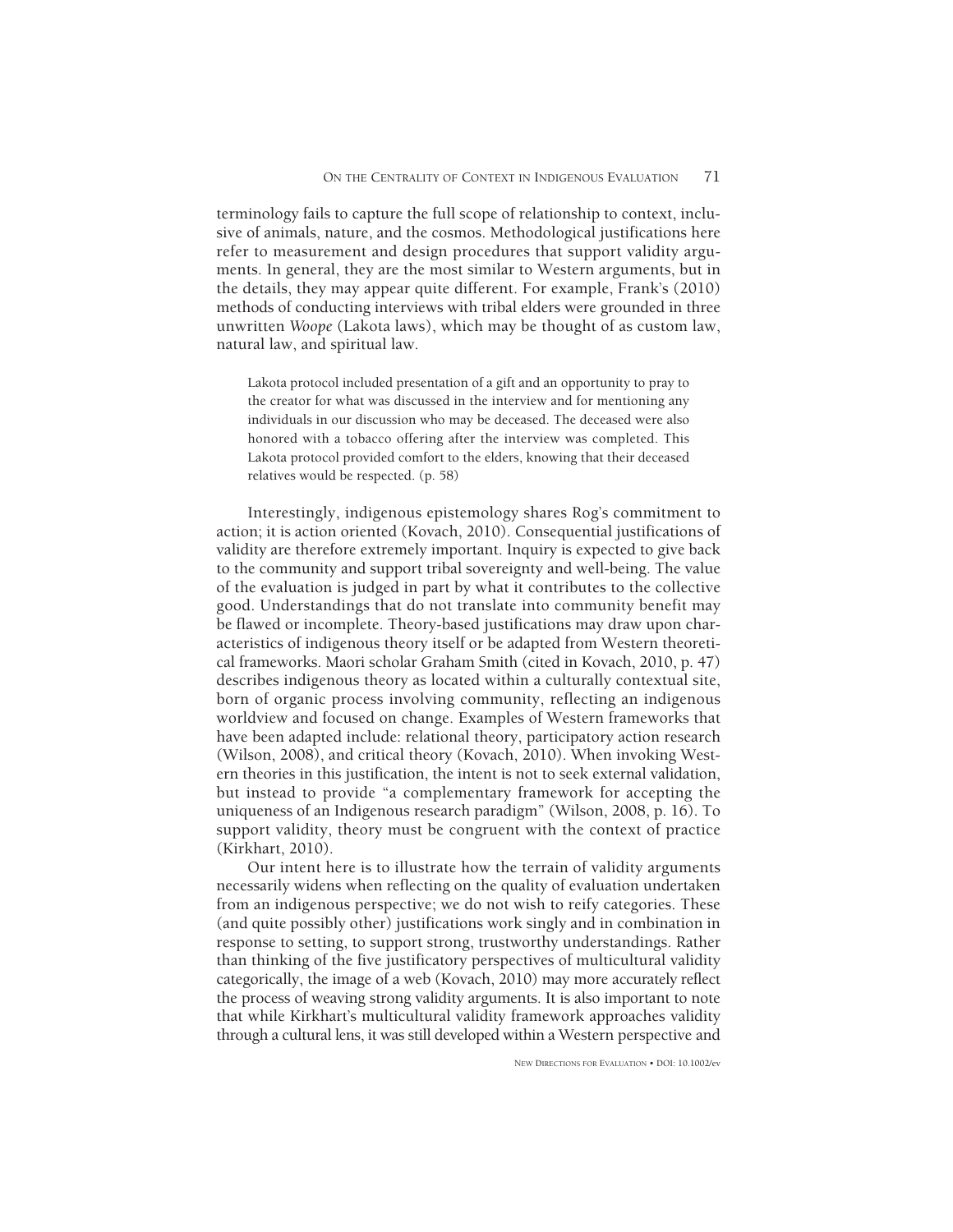terminology fails to capture the full scope of relationship to context, inclusive of animals, nature, and the cosmos. Methodological justifications here refer to measurement and design procedures that support validity arguments. In general, they are the most similar to Western arguments, but in the details, they may appear quite different. For example, Frank's (2010) methods of conducting interviews with tribal elders were grounded in three unwritten *Woope* (Lakota laws), which may be thought of as custom law, natural law, and spiritual law.

> Lakota protocol included presentation of a gift and an opportunity to pray to the creator for what was discussed in the interview and for mentioning any individuals in our discussion who may be deceased. The deceased were also honored with a tobacco offering after the interview was completed. This Lakota protocol provided comfort to the elders, knowing that their deceased relatives would be respected. (p. 58)

Interestingly, indigenous epistemology shares Rog's commitment to action; it is action oriented (Kovach, 2010). Consequential justifications of validity are therefore extremely important. Inquiry is expected to give back to the community and support tribal sovereignty and well-being. The value of the evaluation is judged in part by what it contributes to the collective good. Understandings that do not translate into community benefit may be flawed or incomplete. Theory-based justifications may draw upon characteristics of indigenous theory itself or be adapted from Western theoretical frameworks. Maori scholar Graham Smith (cited in Kovach, 2010, p. 47) describes indigenous theory as located within a culturally contextual site, born of organic process involving community, reflecting an indigenous worldview and focused on change. Examples of Western frameworks that have been adapted include: relational theory, participatory action research (Wilson, 2008), and critical theory (Kovach, 2010). When invoking Western theories in this justification, the intent is not to seek external validation, but instead to provide "a complementary framework for accepting the uniqueness of an Indigenous research paradigm" (Wilson, 2008, p. 16). To support validity, theory must be congruent with the context of practice (Kirkhart, 2010).

Our intent here is to illustrate how the terrain of validity arguments necessarily widens when reflecting on the quality of evaluation undertaken from an indigenous perspective; we do not wish to reify categories. These (and quite possibly other) justifications work singly and in combination in response to setting, to support strong, trustworthy understandings. Rather than thinking of the five justificatory perspectives of multicultural validity categorically, the image of a web (Kovach, 2010) may more accurately reflect the process of weaving strong validity arguments. It is also important to note that while Kirkhart's multicultural validity framework approaches validity through a cultural lens, it was still developed within a Western perspective and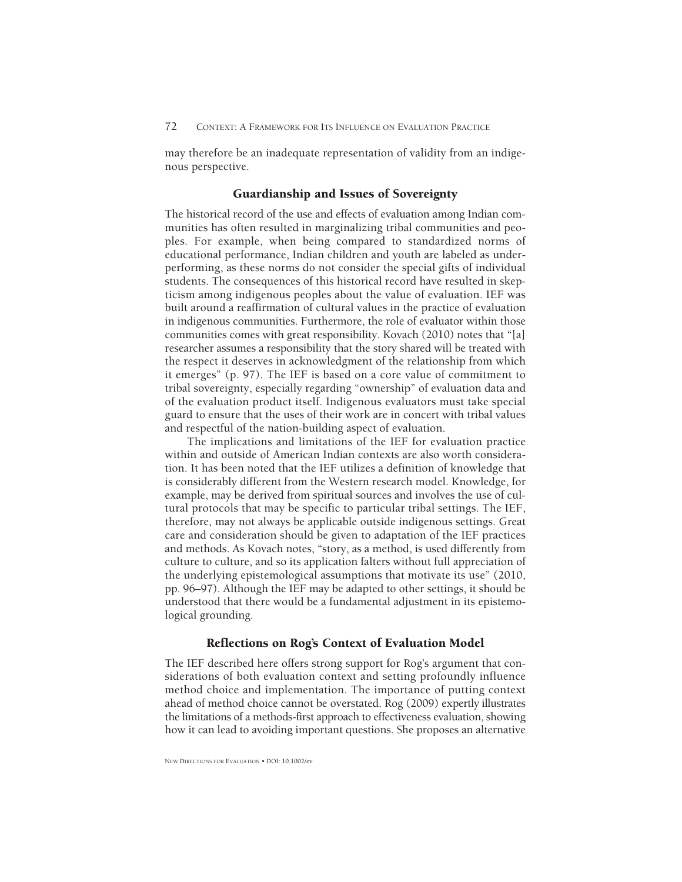may therefore be an inadequate representation of validity from an indigenous perspective.

## Guardianship and Issues of Sovereignty

The historical record of the use and effects of evaluation among Indian communities has often resulted in marginalizing tribal communities and peoples. For example, when being compared to standardized norms of educational performance, Indian children and youth are labeled as underperforming, as these norms do not consider the special gifts of individual students. The consequences of this historical record have resulted in skepticism among indigenous peoples about the value of evaluation. IEF was built around a reaffirmation of cultural values in the practice of evaluation in indigenous communities. Furthermore, the role of evaluator within those communities comes with great responsibility. Kovach (2010) notes that "[a] researcher assumes a responsibility that the story shared will be treated with the respect it deserves in acknowledgment of the relationship from which it emerges" (p. 97). The IEF is based on a core value of commitment to tribal sovereignty, especially regarding "ownership" of evaluation data and of the evaluation product itself. Indigenous evaluators must take special guard to ensure that the uses of their work are in concert with tribal values and respectful of the nation-building aspect of evaluation.

The implications and limitations of the IEF for evaluation practice within and outside of American Indian contexts are also worth consideration. It has been noted that the IEF utilizes a definition of knowledge that is considerably different from the Western research model. Knowledge, for example, may be derived from spiritual sources and involves the use of cultural protocols that may be specific to particular tribal settings. The IEF, therefore, may not always be applicable outside indigenous settings. Great care and consideration should be given to adaptation of the IEF practices and methods. As Kovach notes, "story, as a method, is used differently from culture to culture, and so its application falters without full appreciation of the underlying epistemological assumptions that motivate its use" (2010, pp. 96–97). Although the IEF may be adapted to other settings, it should be understood that there would be a fundamental adjustment in its epistemological grounding.

## Reflections on Rog's Context of Evaluation Model

The IEF described here offers strong support for Rog's argument that considerations of both evaluation context and setting profoundly influence method choice and implementation. The importance of putting context ahead of method choice cannot be overstated. Rog (2009) expertly illustrates the limitations of a methods-first approach to effectiveness evaluation, showing how it can lead to avoiding important questions. She proposes an alternative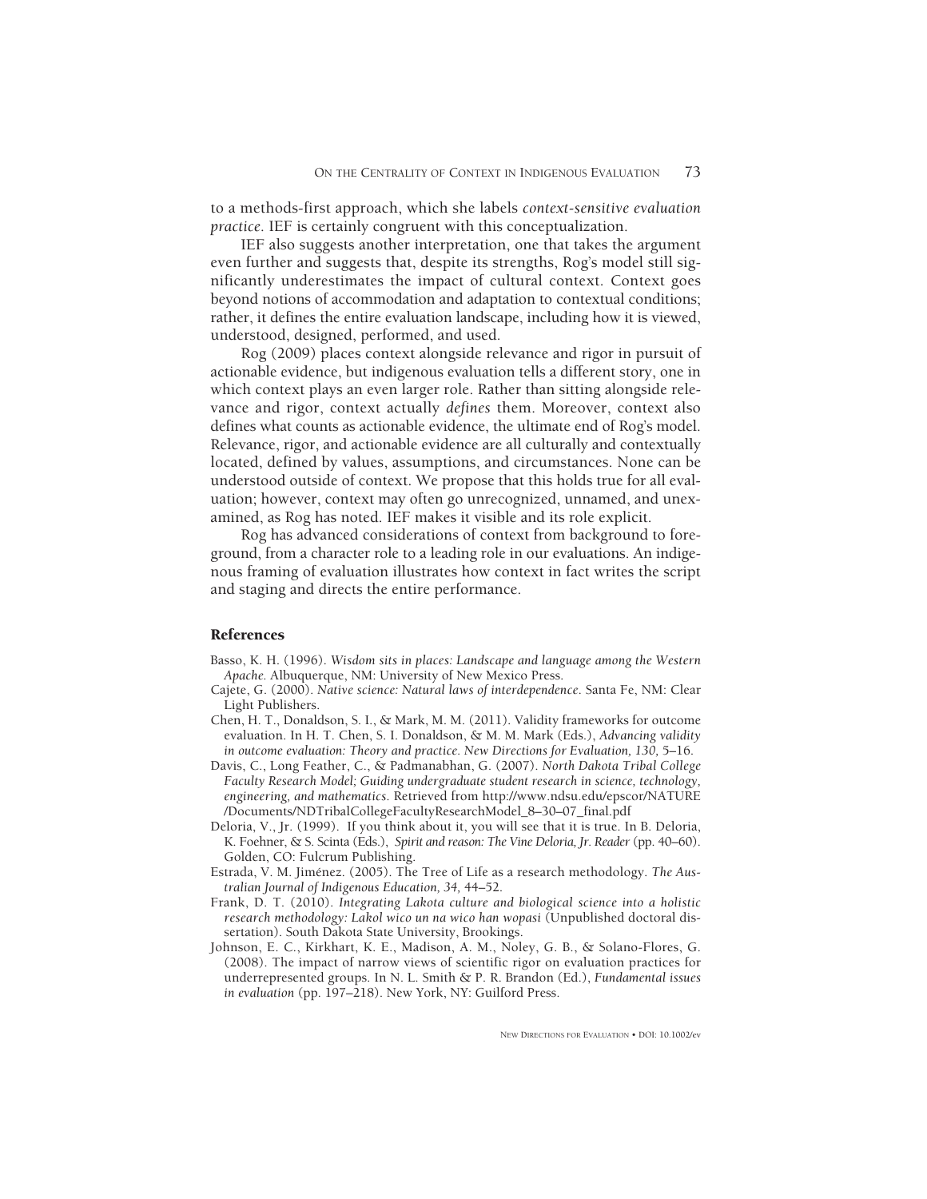to a methods-first approach, which she labels *context-sensitive evaluation practice*. IEF is certainly congruent with this conceptualization.

IEF also suggests another interpretation, one that takes the argument even further and suggests that, despite its strengths, Rog's model still significantly underestimates the impact of cultural context. Context goes beyond notions of accommodation and adaptation to contextual conditions; rather, it defines the entire evaluation landscape, including how it is viewed, understood, designed, performed, and used.

Rog (2009) places context alongside relevance and rigor in pursuit of actionable evidence, but indigenous evaluation tells a different story, one in which context plays an even larger role. Rather than sitting alongside relevance and rigor, context actually *defines* them. Moreover, context also defines what counts as actionable evidence, the ultimate end of Rog's model. Relevance, rigor, and actionable evidence are all culturally and contextually located, defined by values, assumptions, and circumstances. None can be understood outside of context. We propose that this holds true for all evaluation; however, context may often go unrecognized, unnamed, and unexamined, as Rog has noted. IEF makes it visible and its role explicit.

Rog has advanced considerations of context from background to foreground, from a character role to a leading role in our evaluations. An indigenous framing of evaluation illustrates how context in fact writes the script and staging and directs the entire performance.

## References

Basso, K. H. (1996). *Wisdom sits in places: Landscape and language among the Western Apache.* Albuquerque, NM: University of New Mexico Press.

Cajete, G. (2000). *Native science: Natural laws of interdependence.* Santa Fe, NM: Clear Light Publishers.

Chen, H. T., Donaldson, S. I., & Mark, M. M. (2011). Validity frameworks for outcome evaluation. In H. T. Chen, S. I. Donaldson, & M. M. Mark (Eds.), *Advancing validity in outcome evaluation: Theory and practice. New Directions for Evaluation, 130,* 5–16.

Davis, C., Long Feather, C., & Padmanabhan, G. (2007). *North Dakota Tribal College Faculty Research Model; Guiding undergraduate student research in science, technology, engineering, and mathematics.* Retrieved from http://www.ndsu.edu/epscor/NATURE/Documents/NDTribalCollegeFacultyResearchModel_8–30–07_final.pdf

Deloria, V., Jr. (1999). If you think about it, you will see that it is true. In B. Deloria, K. Foehner, & S. Scinta (Eds.), *Spirit and reason: The Vine Deloria, Jr. Reader* (pp. 40–60). Golden, CO: Fulcrum Publishing.

Estrada, V. M. Jiménez. (2005). The Tree of Life as a research methodology. *The Australian Journal of Indigenous Education, 34,* 44–52.

Frank, D. T. (2010). *Integrating Lakota culture and biological science into a holistic research methodology: Lakol wico un na wico han wopasi* (Unpublished doctoral dissertation). South Dakota State University, Brookings.

Johnson, E. C., Kirkhart, K. E., Madison, A. M., Noley, G. B., & Solano-Flores, G. (2008). The impact of narrow views of scientific rigor on evaluation practices for underrepresented groups. In N. L. Smith & P. R. Brandon (Ed.), *Fundamental issues in evaluation* (pp. 197–218). New York, NY: Guilford Press.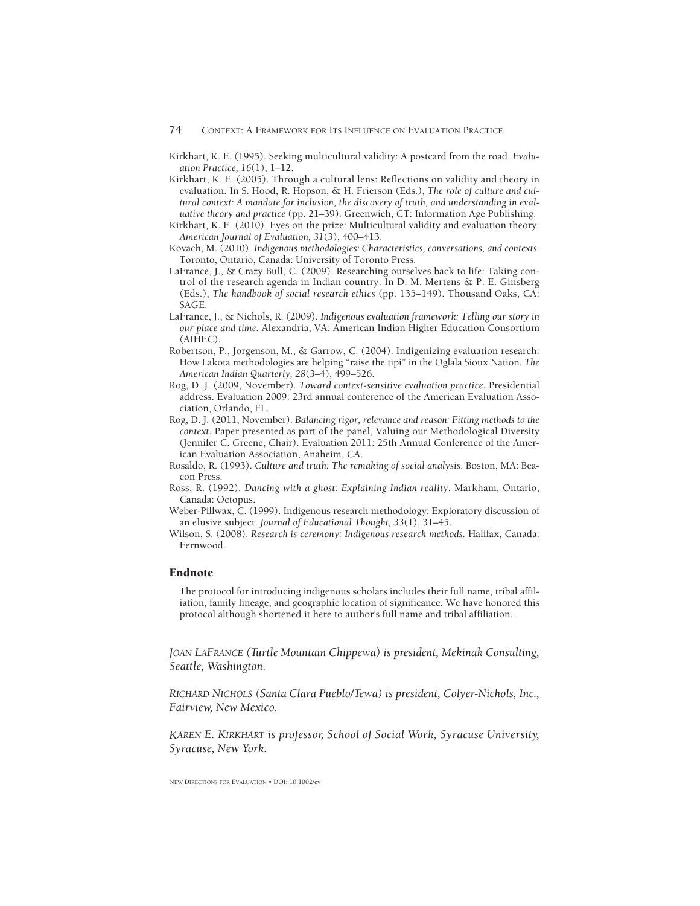Kirkhart, K. E. (1995). Seeking multicultural validity: A postcard from the road. *Evaluation Practice, 16*(1), 1–12.

Kirkhart, K. E. (2005). Through a cultural lens: Reflections on validity and theory in evaluation. In S. Hood, R. Hopson, & H. Frierson (Eds.), *The role of culture and cultural context: A mandate for inclusion, the discovery of truth, and understanding in evaluative theory and practice* (pp. 21–39). Greenwich, CT: Information Age Publishing.

Kirkhart, K. E. (2010). Eyes on the prize: Multicultural validity and evaluation theory. *American Journal of Evaluation, 31*(3), 400–413.

Kovach, M. (2010). *Indigenous methodologies: Characteristics, conversations, and contexts.* Toronto, Ontario, Canada: University of Toronto Press.

LaFrance, J., & Crazy Bull, C. (2009). Researching ourselves back to life: Taking control of the research agenda in Indian country. In D. M. Mertens & P. E. Ginsberg (Eds.), *The handbook of social research ethics* (pp. 135–149). Thousand Oaks, CA: SAGE.

LaFrance, J., & Nichols, R. (2009). *Indigenous evaluation framework: Telling our story in our place and time.* Alexandria, VA: American Indian Higher Education Consortium (AIHEC).

Robertson, P., Jorgenson, M., & Garrow, C. (2004). Indigenizing evaluation research: How Lakota methodologies are helping "raise the tipi" in the Oglala Sioux Nation. *The American Indian Quarterly, 28*(3–4), 499–526.

Rog, D. J. (2009, November). *Toward context-sensitive evaluation practice*. Presidential address. Evaluation 2009: 23rd annual conference of the American Evaluation Association, Orlando, FL.

Rog, D. J. (2011, November). *Balancing rigor, relevance and reason: Fitting methods to the context*. Paper presented as part of the panel, Valuing our Methodological Diversity (Jennifer C. Greene, Chair). Evaluation 2011: 25th Annual Conference of the American Evaluation Association, Anaheim, CA.

Rosaldo, R. (1993). *Culture and truth: The remaking of social analysis*. Boston, MA: Beacon Press.

Ross, R. (1992). *Dancing with a ghost: Explaining Indian reality*. Markham, Ontario, Canada: Octopus.

Weber-Pillwax, C. (1999). Indigenous research methodology: Exploratory discussion of an elusive subject. *Journal of Educational Thought, 33*(1), 31–45.

Wilson, S. (2008). *Research is ceremony: Indigenous research methods.* Halifax, Canada: Fernwood.

## Endnote

The protocol for introducing indigenous scholars includes their full name, tribal affiliation, family lineage, and geographic location of significance. We have honored this protocol although shortened it here to author's full name and tribal affiliation.

*JOAN LAFRANCE (Turtle Mountain Chippewa) is president, Mekinak Consulting, Seattle, Washington.*

*RICHARD NICHOLS (Santa Clara Pueblo/Tewa) is president, Colyer-Nichols, Inc., Fairview, New Mexico.*

*KAREN E. KIRKHART is professor, School of Social Work, Syracuse University, Syracuse, New York.*